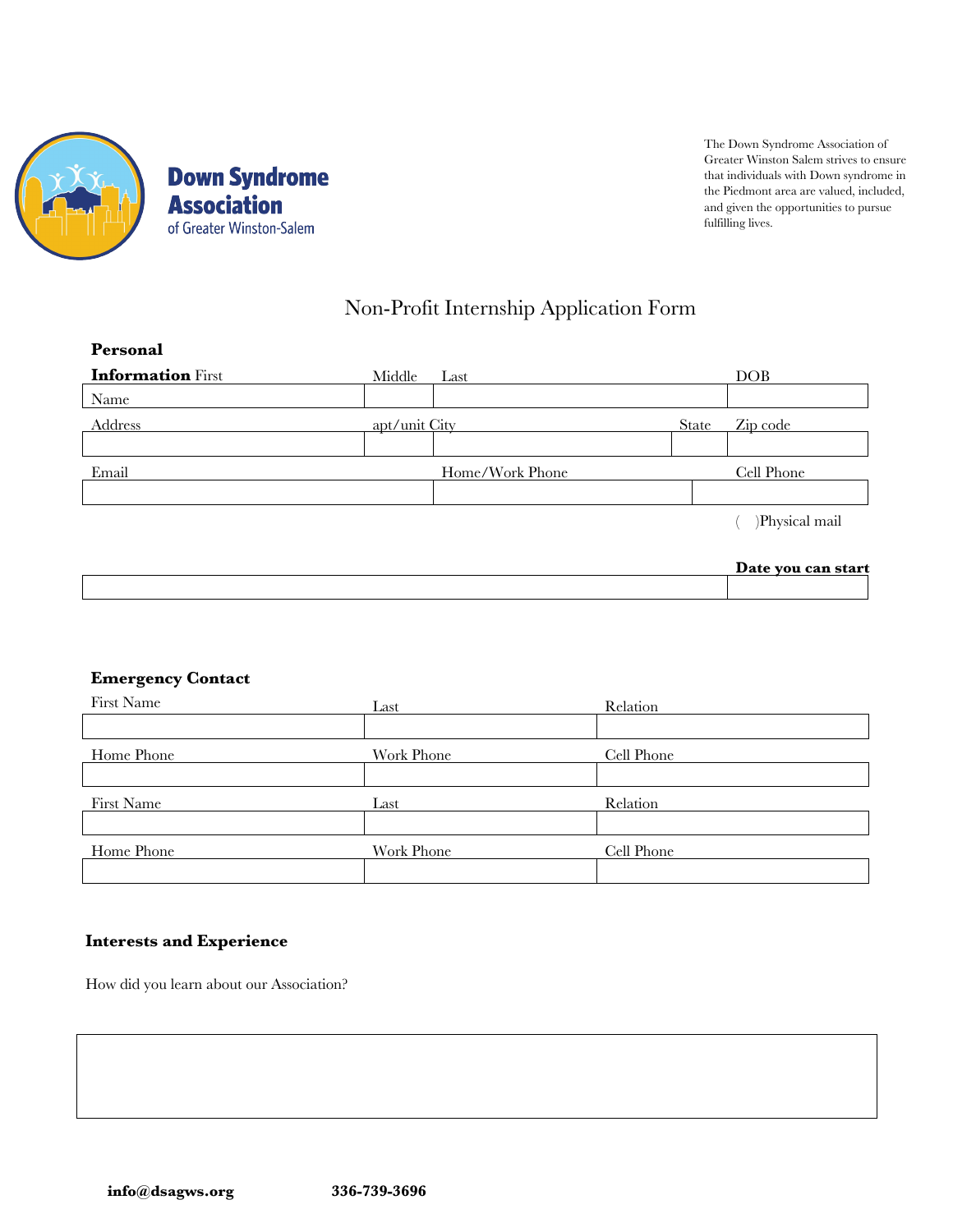Down Syndrome Association of Greater Winston-Salem

The Down Syndrome Association of Greater Winston Salem strives to ensure that individuals with Down syndrome in the Piedmont area are valued, included, and given the opportunities to pursue fulfilling lives.

# Non-Profit Internship Application Form

**Personal Information**

| First Name | Middle | Last | DOB |
|---|---|---|---|
| | | | |

| Address | apt/unit | City | State | Zip code |
|---|---|---|---|---|
| | | | | |

| Email | Home/Work Phone | Cell Phone |
|---|---|---|
| | | |

(  )Physical mail

| | Date you can start |
|---|---|
| | |

**Emergency Contact**

| First Name | Last | Relation |
|---|---|---|
| | | |

| Home Phone | Work Phone | Cell Phone |
|---|---|---|
| | | |

| First Name | Last | Relation |
|---|---|---|
| | | |

| Home Phone | Work Phone | Cell Phone |
|---|---|---|
| | | |

**Interests and Experience**

How did you learn about our Association?

| |
|---|
| |

**info@dsagws.org** **336-739-3696**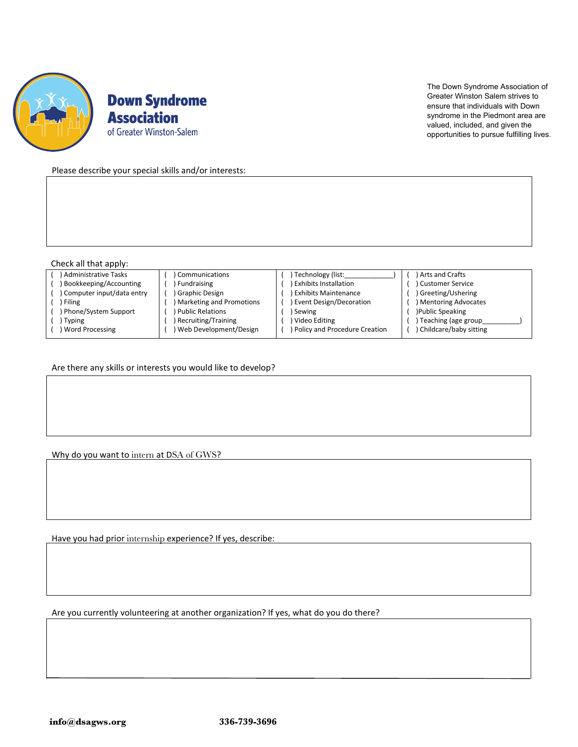**Down Syndrome Association**
of Greater Winston-Salem

The Down Syndrome Association of Greater Winston Salem strives to ensure that individuals with Down syndrome in the Piedmont area are valued, included, and given the opportunities to pursue fulfilling lives.

Please describe your special skills and/or interests:

Check all that apply:

| | | | |
|---|---|---|---|
| (  ) Administrative Tasks | (  ) Communications | (  ) Technology (list:____________) | (  ) Arts and Crafts |
| (  ) Bookkeeping/Accounting | (  ) Fundraising | (  ) Exhibits Installation | (  ) Customer Service |
| (  ) Computer input/data entry | (  ) Graphic Design | (  ) Exhibits Maintenance | (  ) Greeting/Ushering |
| (  ) Filing | (  ) Marketing and Promotions | (  ) Event Design/Decoration | (  ) Mentoring Advocates |
| (  ) Phone/System Support | (  ) Public Relations | (  ) Sewing | (  )Public Speaking |
| (  ) Typing | (  ) Recruiting/Training | (  ) Video Editing | (  ) Teaching (age group__________) |
| (  ) Word Processing | (  ) Web Development/Design | (  ) Policy and Procedure Creation | (  ) Childcare/baby sitting |

Are there any skills or interests you would like to develop?

Why do you want to intern at DSA of GWS?

Have you had prior internship experience? If yes, describe:

Are you currently volunteering at another organization? If yes, what do you do there?

**info@dsagws.org** **336-739-3696**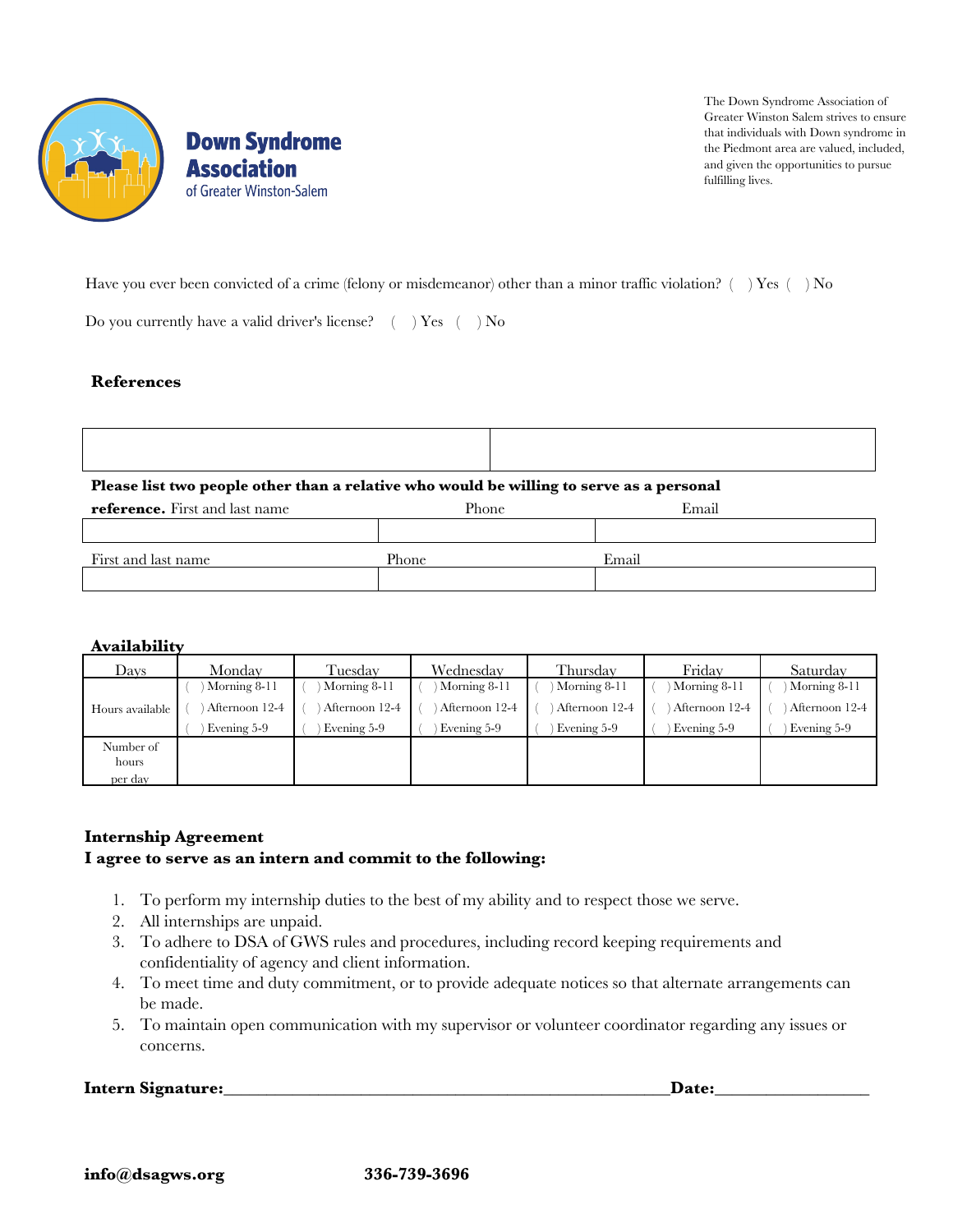**Down Syndrome Association** of Greater Winston-Salem

The Down Syndrome Association of Greater Winston Salem strives to ensure that individuals with Down syndrome in the Piedmont area are valued, included, and given the opportunities to pursue fulfilling lives.

Have you ever been convicted of a crime (felony or misdemeanor) other than a minor traffic violation? ( ) Yes ( ) No

Do you currently have a valid driver's license? ( ) Yes ( ) No

## References

| | |
|---|---|
| | |

**Please list two people other than a relative who would be willing to serve as a personal reference.**

| First and last name | Phone | Email |
|---|---|---|
| | | |

| First and last name | Phone | Email |
|---|---|---|
| | | |

## Availability

| Days | Monday | Tuesday | Wednesday | Thursday | Friday | Saturday |
|---|---|---|---|---|---|---|
| Hours available | ( ) Morning 8-11<br>( ) Afternoon 12-4<br>( ) Evening 5-9 | ( ) Morning 8-11<br>( ) Afternoon 12-4<br>( ) Evening 5-9 | ( ) Morning 8-11<br>( ) Afternoon 12-4<br>( ) Evening 5-9 | ( ) Morning 8-11<br>( ) Afternoon 12-4<br>( ) Evening 5-9 | ( ) Morning 8-11<br>( ) Afternoon 12-4<br>( ) Evening 5-9 | ( ) Morning 8-11<br>( ) Afternoon 12-4<br>( ) Evening 5-9 |
| Number of hours per day | | | | | | |

## Internship Agreement

**I agree to serve as an intern and commit to the following:**

1. To perform my internship duties to the best of my ability and to respect those we serve.
2. All internships are unpaid.
3. To adhere to DSA of GWS rules and procedures, including record keeping requirements and confidentiality of agency and client information.
4. To meet time and duty commitment, or to provide adequate notices so that alternate arrangements can be made.
5. To maintain open communication with my supervisor or volunteer coordinator regarding any issues or concerns.

**Intern Signature:**_______________________________________________________**Date:**__________________

**info@dsagws.org** **336-739-3696**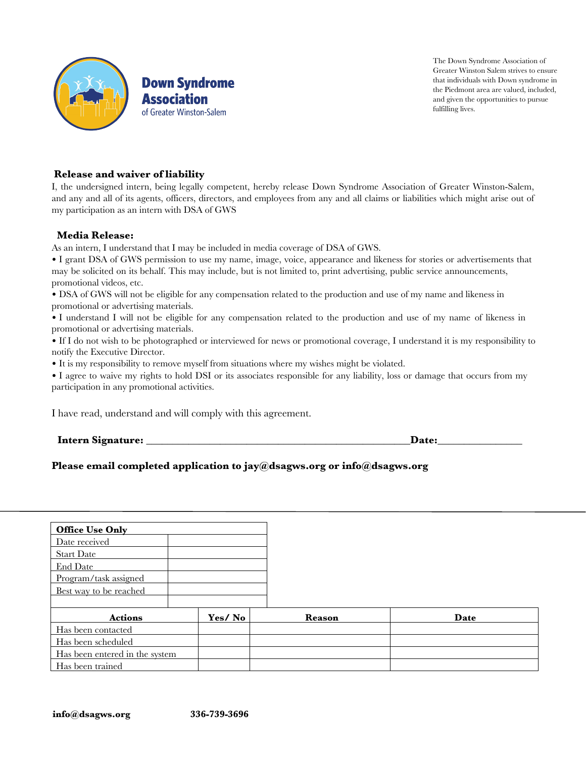**Down Syndrome Association** of Greater Winston-Salem

The Down Syndrome Association of Greater Winston Salem strives to ensure that individuals with Down syndrome in the Piedmont area are valued, included, and given the opportunities to pursue fulfilling lives.

**Release and waiver of liability**

I, the undersigned intern, being legally competent, hereby release Down Syndrome Association of Greater Winston-Salem, and any and all of its agents, officers, directors, and employees from any and all claims or liabilities which might arise out of my participation as an intern with DSA of GWS

**Media Release:**

As an intern, I understand that I may be included in media coverage of DSA of GWS.

- I grant DSA of GWS permission to use my name, image, voice, appearance and likeness for stories or advertisements that may be solicited on its behalf. This may include, but is not limited to, print advertising, public service announcements, promotional videos, etc.
- DSA of GWS will not be eligible for any compensation related to the production and use of my name and likeness in promotional or advertising materials.
- I understand I will not be eligible for any compensation related to the production and use of my name of likeness in promotional or advertising materials.
- If I do not wish to be photographed or interviewed for news or promotional coverage, I understand it is my responsibility to notify the Executive Director.
- It is my responsibility to remove myself from situations where my wishes might be violated.
- I agree to waive my rights to hold DSI or its associates responsible for any liability, loss or damage that occurs from my participation in any promotional activities.

I have read, understand and will comply with this agreement.

**Intern Signature:** ________________________________________________**Date:**_______________

**Please email completed application to jay@dsagws.org or info@dsagws.org**

---

| **Office Use Only** | |
|---|---|
| Date received | |
| Start Date | |
| End Date | |
| Program/task assigned | |
| Best way to be reached | |
| | |

| **Actions** | **Yes/ No** | **Reason** | **Date** |
|---|---|---|---|
| Has been contacted | | | |
| Has been scheduled | | | |
| Has been entered in the system | | | |
| Has been trained | | | |

**info@dsagws.org** **336-739-3696**